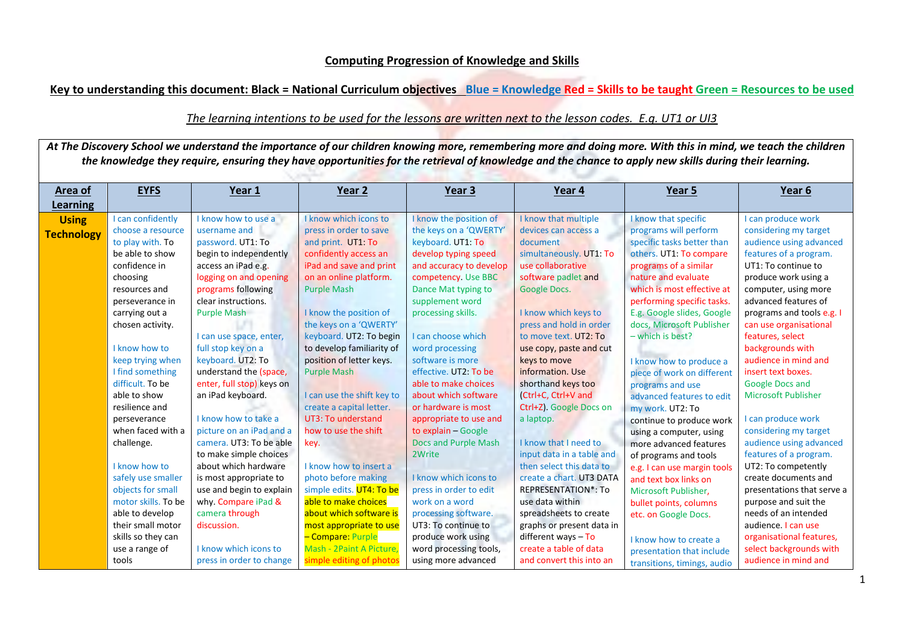## Computing Progression of Knowledge and Skills

**Key to understanding this document: Black = National Curriculum objectives  Blue = Knowledge Red = Skills to be taught Green = Resources to be used**

*The learning intentions to be used for the lessons are written next to the lesson codes. E.g. UT1 or UI3*

***At The Discovery School we understand the importance of our children knowing more, remembering more and doing more. With this in mind, we teach the children the knowledge they require, ensuring they have opportunities for the retrieval of knowledge and the chance to apply new skills during their learning.***

| Area of Learning | EYFS | Year 1 | Year 2 | Year 3 | Year 4 | Year 5 | Year 6 |
|---|---|---|---|---|---|---|---|
| **Using Technology** | I can confidently choose a resource to play with. To be able to show confidence in choosing resources and perseverance in carrying out a chosen activity.<br><br>I know how to keep trying when I find something difficult. To be able to show resilience and perseverance when faced with a challenge.<br><br>I know how to safely use smaller objects for small motor skills. To be able to develop their small motor skills so they can use a range of tools | I know how to use a username and password. UT1: To begin to independently access an iPad e.g. logging on and opening programs following clear instructions. Purple Mash<br><br>I can use space, enter, full stop key on a keyboard. UT2: To understand the (space, enter, full stop) keys on an iPad keyboard.<br><br>I know how to take a picture on an iPad and a camera. UT3: To be able to make simple choices about which hardware is most appropriate to use and begin to explain why. Compare iPad & camera through discussion.<br><br>I know which icons to press in order to change | I know which icons to press in order to save and print. UT1: To confidently access an iPad and save and print on an online platform. Purple Mash<br><br>I know the position of the keys on a 'QWERTY' keyboard. UT2: To begin to develop familiarity of position of letter keys. Purple Mash<br><br>I can use the shift key to create a capital letter. UT3: To understand how to use the shift key.<br><br>I know how to insert a photo before making simple edits. UT4: To be able to make choices about which software is most appropriate to use – Compare: Purple Mash - 2Paint A Picture, simple editing of photos | I know the position of the keys on a 'QWERTY' keyboard. UT1: To develop typing speed and accuracy to develop competency. Use BBC Dance Mat typing to supplement word processing skills.<br><br>I can choose which word processing software is more effective. UT2: To be able to make choices about which software or hardware is most appropriate to use and to explain – Google Docs and Purple Mash 2Write<br><br>I know which icons to press in order to edit work on a word processing software. UT3: To continue to produce work using word processing tools, using more advanced | I know that multiple devices can access a document simultaneously. UT1: To use collaborative software padlet and Google Docs.<br><br>I know which keys to press and hold in order to move text. UT2: To use copy, paste and cut keys to move information. Use shorthand keys too (Ctrl+C, Ctrl+V and Ctrl+Z). Google Docs on a laptop.<br><br>I know that I need to input data in a table and then select this data to create a chart. UT3 DATA REPRESENTATION*: To use data within spreadsheets to create graphs or present data in different ways – To create a table of data and convert this into an | I know that specific programs will perform specific tasks better than others. UT1: To compare programs of a similar nature and evaluate which is most effective at performing specific tasks. E.g. Google slides, Google docs, Microsoft Publisher – which is best?<br><br>I know how to produce a piece of work on different programs and use advanced features to edit my work. UT2: To continue to produce work using a computer, using more advanced features of programs and tools e.g. I can use margin tools and text box links on Microsoft Publisher, bullet points, columns etc. on Google Docs.<br><br>I know how to create a presentation that include transitions, timings, audio | I can produce work considering my target audience using advanced features of a program. UT1: To continue to produce work using a computer, using more advanced features of programs and tools e.g. I can use organisational features, select backgrounds with audience in mind and insert text boxes. Google Docs and Microsoft Publisher<br><br>I can produce work considering my target audience using advanced features of a program. UT2: To competently create documents and presentations that serve a purpose and suit the needs of an intended audience. I can use organisational features, select backgrounds with audience in mind and |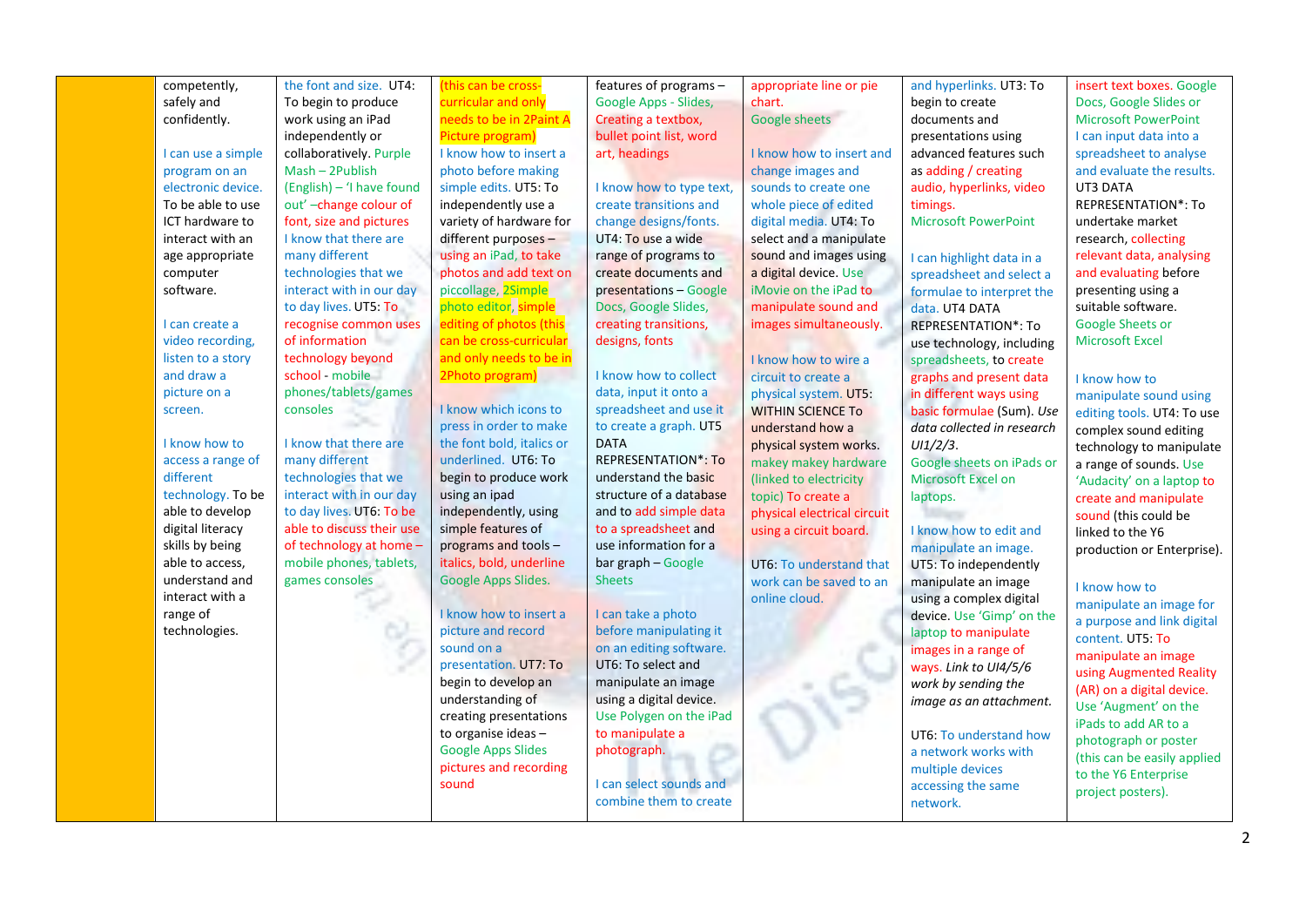|  |  |  |  |  |  |  |  |
|---|---|---|---|---|---|---|---|
|  | competently, safely and confidently.<br><br>I can use a simple program on an electronic device. To be able to use ICT hardware to interact with an age appropriate computer software.<br><br>I can create a video recording, listen to a story and draw a picture on a screen.<br><br>I know how to access a range of different technology. To be able to develop digital literacy skills by being able to access, understand and interact with a range of technologies. | the font and size. UT4: To begin to produce work using an iPad independently or collaboratively. Purple Mash – 2Publish (English) – 'I have found out' –change colour of font, size and pictures<br>I know that there are many different technologies that we interact with in our day to day lives. UT5: To recognise common uses of information technology beyond school - mobile phones/tablets/games consoles<br><br>I know that there are many different technologies that we interact with in our day to day lives. UT6: To be able to discuss their use of technology at home – mobile phones, tablets, games consoles | (this can be cross-curricular and only needs to be in 2Paint A Picture program)<br>I know how to insert a photo before making simple edits. UT5: To independently use a variety of hardware for different purposes – using an iPad, to take photos and add text on piccollage, 2Simple photo editor, simple editing of photos (this can be cross-curricular and only needs to be in 2Photo program)<br><br>I know which icons to press in order to make the font bold, italics or underlined. UT6: To begin to produce work using an ipad independently, using simple features of programs and tools – italics, bold, underline Google Apps Slides.<br><br>I know how to insert a picture and record sound on a presentation. UT7: To begin to develop an understanding of creating presentations to organise ideas – Google Apps Slides pictures and recording sound | features of programs – Google Apps - Slides, Creating a textbox, bullet point list, word art, headings<br><br>I know how to type text, create transitions and change designs/fonts. UT4: To use a wide range of programs to create documents and presentations – Google Docs, Google Slides, creating transitions, designs, fonts<br><br>I know how to collect data, input it onto a spreadsheet and use it to create a graph. UT5 DATA REPRESENTATION*: To understand the basic structure of a database and to add simple data to a spreadsheet and use information for a bar graph – Google Sheets<br><br>I can take a photo before manipulating it on an editing software. UT6: To select and manipulate an image using a digital device. Use Polygon on the iPad to manipulate a photograph.<br><br>I can select sounds and combine them to create | appropriate line or pie chart.<br>Google sheets<br><br>I know how to insert and change images and sounds to create one whole piece of edited digital media. UT4: To select and a manipulate sound and images using a digital device. Use iMovie on the iPad to manipulate sound and images simultaneously.<br><br>I know how to wire a circuit to create a physical system. UT5: WITHIN SCIENCE To understand how a physical system works. makey makey hardware (linked to electricity topic) To create a physical electrical circuit using a circuit board.<br><br>UT6: To understand that work can be saved to an online cloud. | and hyperlinks. UT3: To begin to create documents and presentations using advanced features such as adding / creating audio, hyperlinks, video timings.<br>Microsoft PowerPoint<br><br>I can highlight data in a spreadsheet and select a formulae to interpret the data. UT4 DATA REPRESENTATION*: To use technology, including spreadsheets, to create graphs and present data in different ways using basic formulae (Sum). *Use data collected in research UI1/2/3.*<br>Google sheets on iPads or Microsoft Excel on laptops.<br><br>I know how to edit and manipulate an image. UT5: To independently manipulate an image using a complex digital device. Use 'Gimp' on the laptop to manipulate images in a range of ways. *Link to UI4/5/6 work by sending the image as an attachment.*<br><br>UT6: To understand how a network works with multiple devices accessing the same network. | insert text boxes. Google Docs, Google Slides or Microsoft PowerPoint<br>I can input data into a spreadsheet to analyse and evaluate the results. UT3 DATA REPRESENTATION*: To undertake market research, collecting relevant data, analysing and evaluating before presenting using a suitable software.<br>Google Sheets or Microsoft Excel<br><br>I know how to manipulate sound using editing tools. UT4: To use complex sound editing technology to manipulate a range of sounds. Use 'Audacity' on a laptop to create and manipulate sound (this could be linked to the Y6 production or Enterprise).<br><br>I know how to manipulate an image for a purpose and link digital content. UT5: To manipulate an image using Augmented Reality (AR) on a digital device. Use 'Augment' on the iPads to add AR to a photograph or poster (this can be easily applied to the Y6 Enterprise project posters). |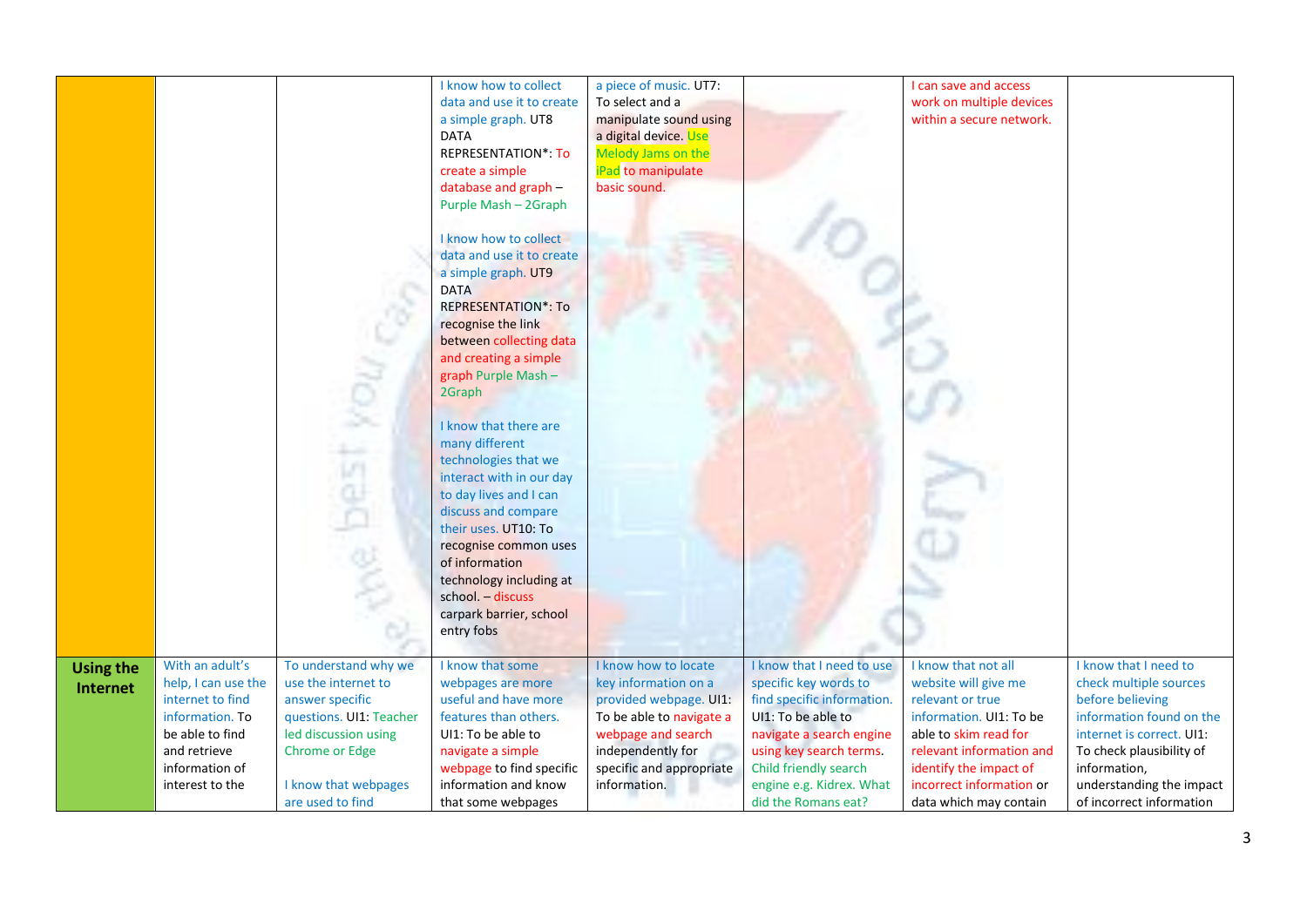| | | | | | | | |
|---|---|---|---|---|---|---|---|
| | | | I know how to collect data and use it to create a simple graph. UT8 DATA REPRESENTATION*: To create a simple database and graph – Purple Mash – 2Graph<br><br>I know how to collect data and use it to create a simple graph. UT9 DATA REPRESENTATION*: To recognise the link between collecting data and creating a simple graph Purple Mash – 2Graph<br><br>I know that there are many different technologies that we interact with in our day to day lives and I can discuss and compare their uses. UT10: To recognise common uses of information technology including at school. – discuss carpark barrier, school entry fobs | a piece of music. UT7: To select and a manipulate sound using a digital device. Use Melody Jams on the iPad to manipulate basic sound. | | I can save and access work on multiple devices within a secure network. | |
| **Using the Internet** | With an adult's help, I can use the internet to find information. To be able to find and retrieve information of interest to the | To understand why we use the internet to answer specific questions. UI1: Teacher led discussion using Chrome or Edge<br><br>I know that webpages are used to find | I know that some webpages are more useful and have more features than others. UI1: To be able to navigate a simple webpage to find specific information and know that some webpages | I know how to locate key information on a provided webpage. UI1: To be able to navigate a webpage and search independently for specific and appropriate information. | I know that I need to use specific key words to find specific information. UI1: To be able to navigate a search engine using key search terms. Child friendly search engine e.g. Kidrex. What did the Romans eat? | I know that not all website will give me relevant or true information. UI1: To be able to skim read for relevant information and identify the impact of incorrect information or data which may contain | I know that I need to check multiple sources before believing information found on the internet is correct. UI1: To check plausibility of information, understanding the impact of incorrect information |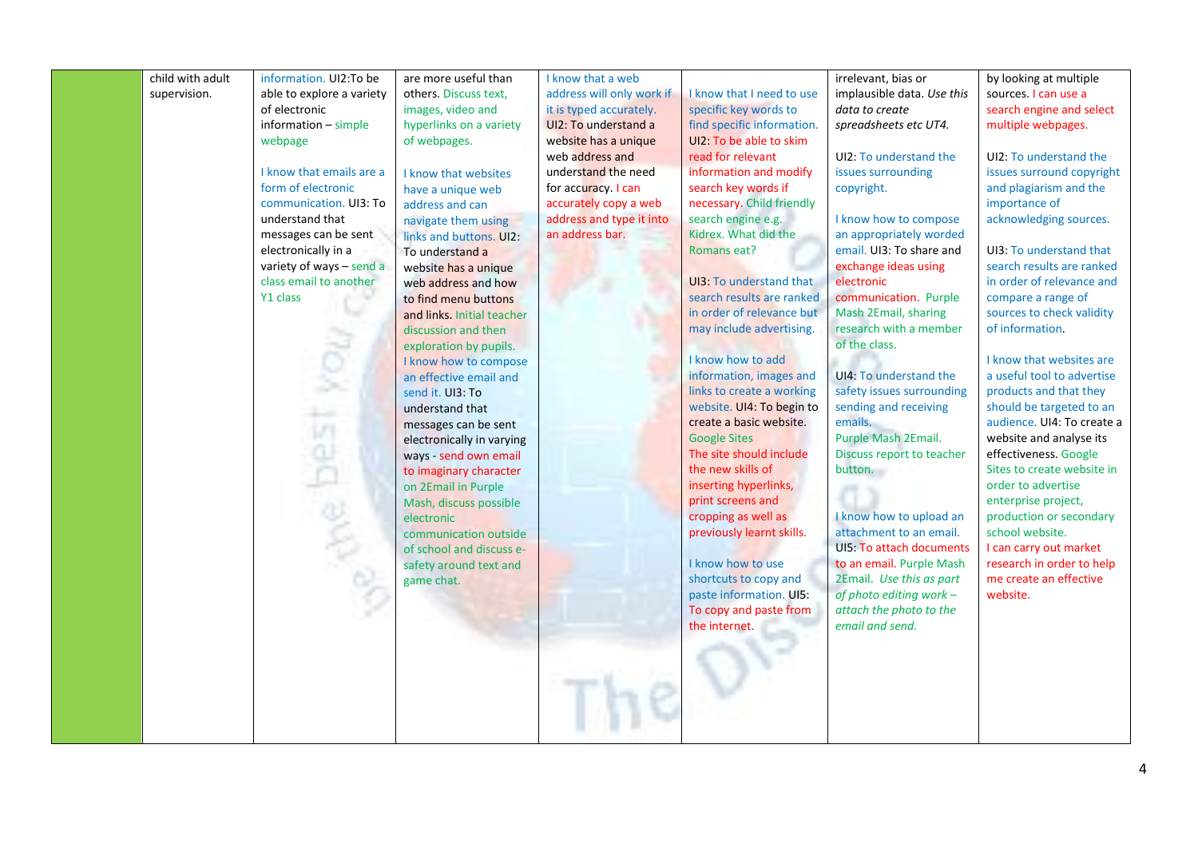|  | child with adult supervision. | information. UI2:To be able to explore a variety of electronic information – simple webpage<br><br>I know that emails are a form of electronic communication. UI3: To understand that messages can be sent electronically in a variety of ways – send a class email to another Y1 class | are more useful than others. Discuss text, images, video and hyperlinks on a variety of webpages.<br><br>I know that websites have a unique web address and can navigate them using links and buttons. UI2: To understand a website has a unique web address and how to find menu buttons and links. Initial teacher discussion and then exploration by pupils.<br>I know how to compose an effective email and send it. UI3: To understand that messages can be sent electronically in varying ways - send own email to imaginary character on 2Email in Purple Mash, discuss possible electronic communication outside of school and discuss e-safety around text and game chat. | I know that a web address will only work if it is typed accurately. UI2: To understand a website has a unique web address and understand the need for accuracy. I can accurately copy a web address and type it into an address bar. | I know that I need to use specific key words to find specific information. UI2: To be able to skim read for relevant information and modify search key words if necessary. Child friendly search engine e.g. Kidrex. What did the Romans eat?<br><br>UI3: To understand that search results are ranked in order of relevance but may include advertising.<br><br>I know how to add information, images and links to create a working website. UI4: To begin to create a basic website. Google Sites<br>The site should include the new skills of inserting hyperlinks, print screens and cropping as well as previously learnt skills.<br><br>I know how to use shortcuts to copy and paste information. UI5: To copy and paste from the internet. | irrelevant, bias or implausible data. *Use this data to create spreadsheets etc UT4.*<br><br>UI2: To understand the issues surrounding copyright.<br><br>I know how to compose an appropriately worded email. UI3: To share and exchange ideas using electronic communication. Purple Mash 2Email, sharing research with a member of the class.<br><br>UI4: To understand the safety issues surrounding sending and receiving emails.<br>Purple Mash 2Email. Discuss report to teacher button.<br><br>I know how to upload an attachment to an email. UI5: To attach documents to an email. Purple Mash 2Email. *Use this as part of photo editing work – attach the photo to the email and send.* | by looking at multiple sources. I can use a search engine and select multiple webpages.<br><br>UI2: To understand the issues surround copyright and plagiarism and the importance of acknowledging sources.<br><br>UI3: To understand that search results are ranked in order of relevance and compare a range of sources to check validity of information.<br><br>I know that websites are a useful tool to advertise products and that they should be targeted to an audience. UI4: To create a website and analyse its effectiveness. Google Sites to create website in order to advertise enterprise project, production or secondary school website.<br>I can carry out market research in order to help me create an effective website. |
|---|---|---|---|---|---|---|---|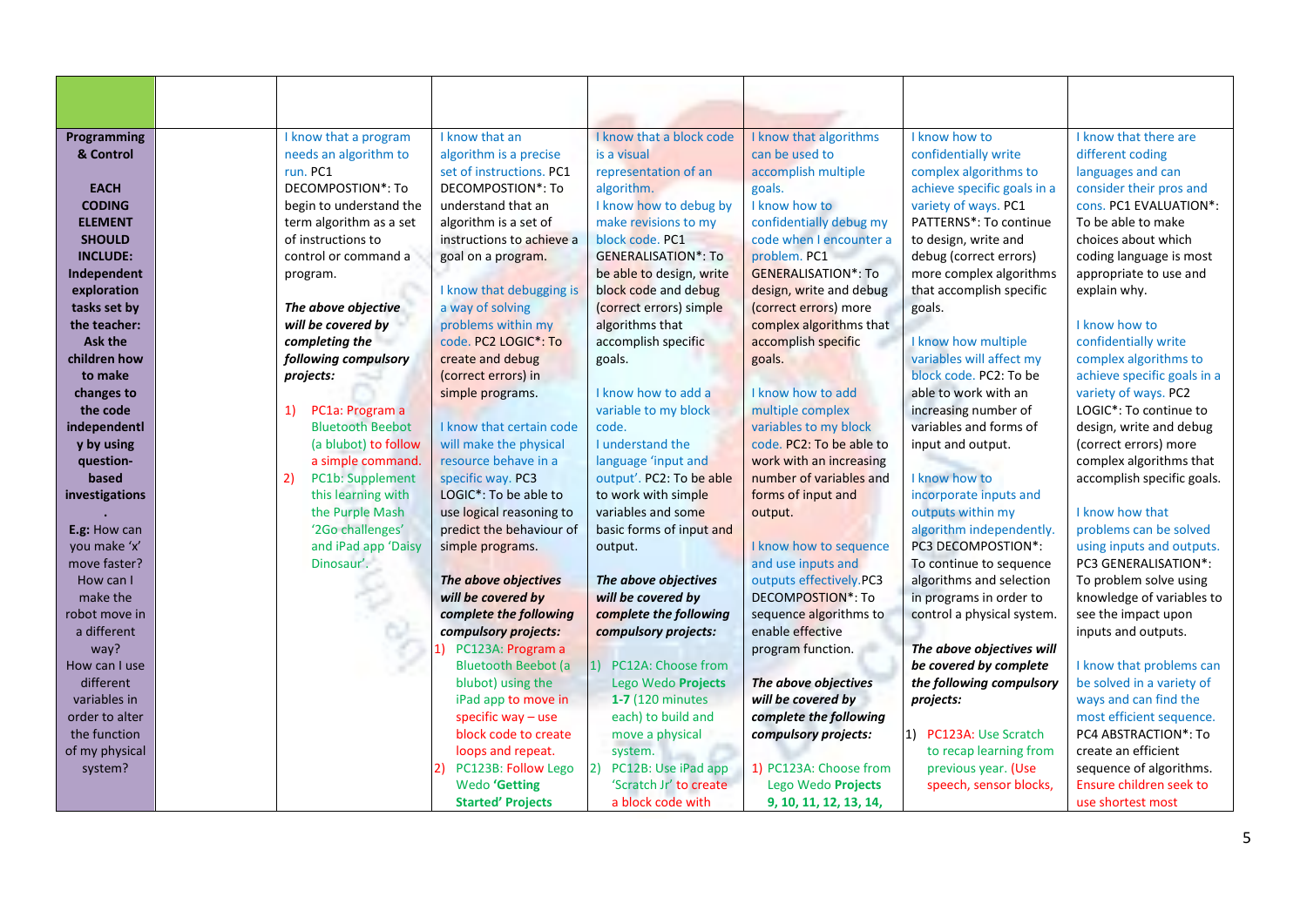| | | | | | | | |
|---|---|---|---|---|---|---|---|
| **Programming & Control**<br><br>**EACH CODING ELEMENT SHOULD INCLUDE: Independent exploration tasks set by the teacher: Ask the children how to make changes to the code independently by using question-based investigations.**<br><br>**E.g:** How can you make 'x' move faster? How can I make the robot move in a different way? How can I use different variables in order to alter the function of my physical system? | | I know that a program needs an algorithm to run. PC1 DECOMPOSTION*: To begin to understand the term algorithm as a set of instructions to control or command a program.<br><br>***The above objective will be covered by completing the following compulsory projects:***<br><br>1) PC1a: Program a Bluetooth Beebot (a blubot) to follow a simple command.<br>2) PC1b: Supplement this learning with the Purple Mash '2Go challenges' and iPad app 'Daisy Dinosaur'. | I know that an algorithm is a precise set of instructions. PC1 DECOMPOSTION*: To understand that an algorithm is a set of instructions to achieve a goal on a program.<br><br>I know that debugging is a way of solving problems within my code. PC2 LOGIC*: To create and debug (correct errors) in simple programs.<br><br>I know that certain code will make the physical resource behave in a specific way. PC3 LOGIC*: To be able to use logical reasoning to predict the behaviour of simple programs.<br><br>***The above objectives will be covered by complete the following compulsory projects:***<br>1) PC123A: Program a Bluetooth Beebot (a blubot) using the iPad app to move in specific way – use block code to create loops and repeat.<br>2) PC123B: Follow Lego Wedo **'Getting Started' Projects** | I know that a block code is a visual representation of an algorithm.<br>I know how to debug by make revisions to my block code. PC1 GENERALISATION*: To be able to design, write block code and debug (correct errors) simple algorithms that accomplish specific goals.<br><br>I know how to add a variable to my block code.<br>I understand the language 'input and output'. PC2: To be able to work with simple variables and some basic forms of input and output.<br><br>***The above objectives will be covered by complete the following compulsory projects:***<br><br>1) PC12A: Choose from Lego Wedo **Projects 1-7** (120 minutes each) to build and move a physical system.<br>2) PC12B: Use iPad app 'Scratch Jr' to create a block code with | I know that algorithms can be used to accomplish multiple goals.<br>I know how to confidentially debug my code when I encounter a problem. PC1 GENERALISATION*: To design, write and debug (correct errors) more complex algorithms that accomplish specific goals.<br><br>I know how to add multiple complex variables to my block code. PC2: To be able to work with an increasing number of variables and forms of input and output.<br><br>I know how to sequence and use inputs and outputs effectively.PC3 DECOMPOSTION*: To sequence algorithms to enable effective program function.<br><br>***The above objectives will be covered by complete the following compulsory projects:***<br><br>1) PC123A: Choose from Lego Wedo **Projects 9, 10, 11, 12, 13, 14,** | I know how to confidentially write complex algorithms to achieve specific goals in a variety of ways. PC1 PATTERNS*: To continue to design, write and debug (correct errors) more complex algorithms that accomplish specific goals.<br><br>I know how multiple variables will affect my block code. PC2: To be able to work with an increasing number of variables and forms of input and output.<br><br>I know how to incorporate inputs and outputs within my algorithm independently. PC3 DECOMPOSTION*: To continue to sequence algorithms and selection in programs in order to control a physical system.<br><br>***The above objectives will be covered by complete the following compulsory projects:***<br><br>1) PC123A: Use Scratch to recap learning from previous year. (Use speech, sensor blocks, | I know that there are different coding languages and can consider their pros and cons. PC1 EVALUATION*: To be able to make choices about which coding language is most appropriate to use and explain why.<br><br>I know how to confidentially write complex algorithms to achieve specific goals in a variety of ways. PC2 LOGIC*: To continue to design, write and debug (correct errors) more complex algorithms that accomplish specific goals.<br><br>I know how that problems can be solved using inputs and outputs. PC3 GENERALISATION*: To problem solve using knowledge of variables to see the impact upon inputs and outputs.<br><br>I know that problems can be solved in a variety of ways and can find the most efficient sequence. PC4 ABSTRACTION*: To create an efficient sequence of algorithms. Ensure children seek to use shortest most |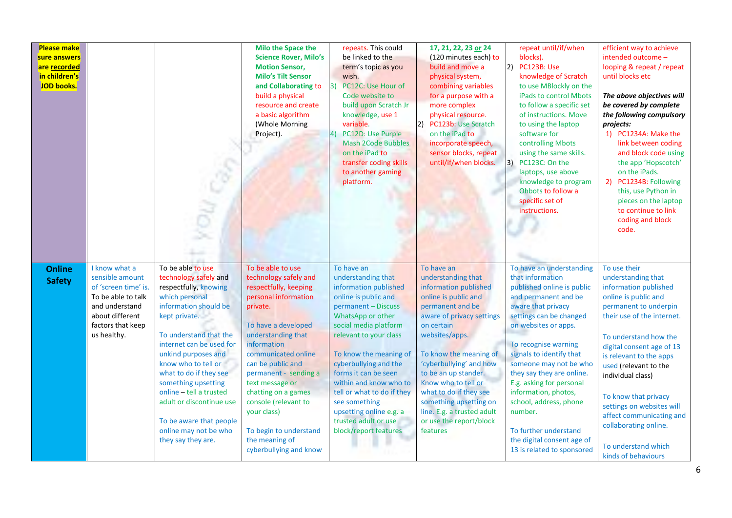| **Please make sure answers are recorded in children's JOD books.** | | | **Milo the Space the Science Rover, Milo's Motion Sensor, Milo's Tilt Sensor and Collaborating** to build a physical resource and create a basic algorithm (Whole Morning Project). | repeats. This could be linked to the term's topic as you wish.<br>3) PC12C: Use Hour of Code website to build upon Scratch Jr knowledge, use 1 variable.<br>4) PC12D: Use Purple Mash 2Code Bubbles on the iPad to transfer coding skills to another gaming platform. | **17, 21, 22, 23 or 24** (120 minutes each) to build and move a physical system, combining variables for a purpose with a more complex physical resource.<br>2) PC123b: Use Scratch on the iPad to incorporate speech, sensor blocks, repeat until/if/when blocks. | repeat until/if/when blocks).<br>2) PC123B: Use knowledge of Scratch to use MBlockly on the iPads to control Mbots to follow a specific set of instructions. Move to using the laptop software for controlling Mbots using the same skills.<br>3) PC123C: On the laptops, use above knowledge to program Ohbots to follow a specific set of instructions. | efficient way to achieve intended outcome – looping & repeat / repeat until blocks etc<br><br>***The above objectives will be covered by complete the following compulsory projects:***<br>1) PC1234A: Make the link between coding and block code using the app 'Hopscotch' on the iPads.<br>2) PC1234B: Following this, use Python in pieces on the laptop to continue to link coding and block code. |
|---|---|---|---|---|---|---|---|
| **Online Safety** | I know what a sensible amount of 'screen time' is.<br>To be able to talk and understand about different factors that keep us healthy. | To be able to use technology safely and respectfully, knowing which personal information should be kept private.<br><br>To understand that the internet can be used for unkind purposes and know who to tell or what to do if they see something upsetting online – tell a trusted adult or discontinue use<br><br>To be aware that people online may not be who they say they are. | To be able to use technology safely and respectfully, keeping personal information private.<br><br>To have a developed understanding that information communicated online can be public and permanent - sending a text message or chatting on a games console (relevant to your class)<br><br>To begin to understand the meaning of cyberbullying and know | To have an understanding that information published online is public and permanent – Discuss WhatsApp or other social media platform relevant to your class<br><br>To know the meaning of cyberbullying and the forms it can be seen within and know who to tell or what to do if they see something upsetting online e.g. a trusted adult or use block/report features | To have an understanding that information published online is public and permanent and be aware of privacy settings on certain websites/apps.<br><br>To know the meaning of 'cyberbullying' and how to be an up stander. Know who to tell or what to do if they see something upsetting on line. E.g. a trusted adult or use the report/block features | To have an understanding that information published online is public and permanent and be aware that privacy settings can be changed on websites or apps.<br><br>To recognise warning signals to identify that someone may not be who they say they are online. E.g. asking for personal information, photos, school, address, phone number.<br><br>To further understand the digital consent age of 13 is related to sponsored | To use their understanding that information published online is public and permanent to underpin their use of the internet.<br><br>To understand how the digital consent age of 13 is relevant to the apps used (relevant to the individual class)<br><br>To know that privacy settings on websites will affect communicating and collaborating online.<br><br>To understand which kinds of behaviours |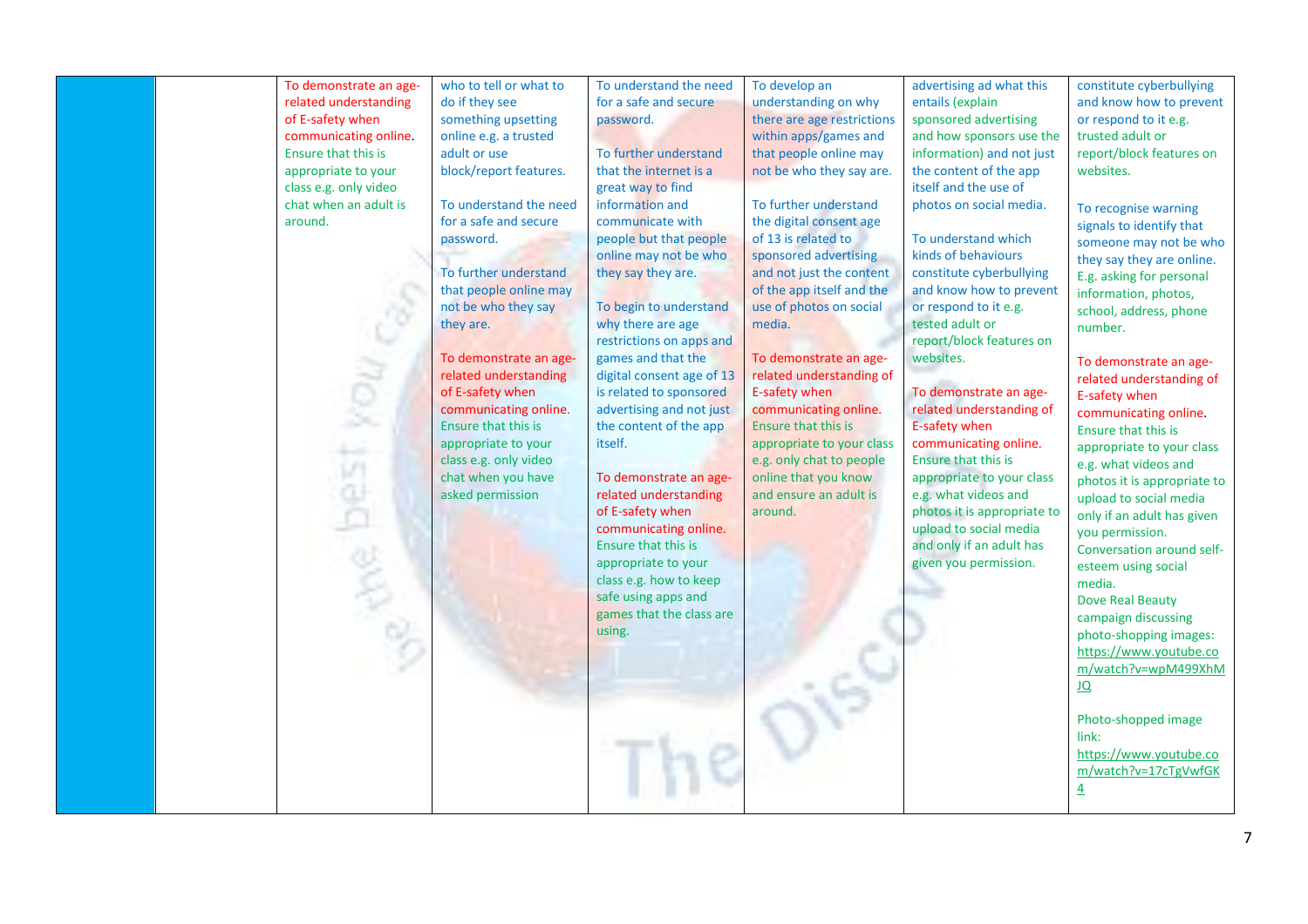|  |  | To demonstrate an age-related understanding of E-safety when communicating online. Ensure that this is appropriate to your class e.g. only video chat when an adult is around. | who to tell or what to do if they see something upsetting online e.g. a trusted adult or use block/report features.<br><br>To understand the need for a safe and secure password.<br><br>To further understand that people online may not be who they say they are.<br><br>To demonstrate an age-related understanding of E-safety when communicating online. Ensure that this is appropriate to your class e.g. only video chat when you have asked permission | To understand the need for a safe and secure password.<br><br>To further understand that the internet is a great way to find information and communicate with people but that people online may not be who they say they are.<br><br>To begin to understand why there are age restrictions on apps and games and that the digital consent age of 13 is related to sponsored advertising and not just the content of the app itself.<br><br>To demonstrate an age-related understanding of E-safety when communicating online. Ensure that this is appropriate to your class e.g. how to keep safe using apps and games that the class are using. | To develop an understanding on why there are age restrictions within apps/games and that people online may not be who they say are.<br><br>To further understand the digital consent age of 13 is related to sponsored advertising and not just the content of the app itself and the use of photos on social media.<br><br>To demonstrate an age-related understanding of E-safety when communicating online. Ensure that this is appropriate to your class e.g. only chat to people online that you know and ensure an adult is around. | advertising ad what this entails (explain sponsored advertising and how sponsors use the information) and not just the content of the app itself and the use of photos on social media.<br><br>To understand which kinds of behaviours constitute cyberbullying and know how to prevent or respond to it e.g. tested adult or report/block features on websites.<br><br>To demonstrate an age-related understanding of E-safety when communicating online. Ensure that this is appropriate to your class e.g. what videos and photos it is appropriate to upload to social media and only if an adult has given you permission. | constitute cyberbullying and know how to prevent or respond to it e.g. trusted adult or report/block features on websites.<br><br>To recognise warning signals to identify that someone may not be who they say they are online. E.g. asking for personal information, photos, school, address, phone number.<br><br>To demonstrate an age-related understanding of E-safety when communicating online. Ensure that this is appropriate to your class e.g. what videos and photos it is appropriate to upload to social media only if an adult has given you permission. Conversation around self-esteem using social media. Dove Real Beauty campaign discussing photo-shopping images: https://www.youtube.com/watch?v=wpM499XhMJQ<br><br>Photo-shopped image link: https://www.youtube.com/watch?v=17cTgVwfGK4 |
|---|---|---|---|---|---|---|---|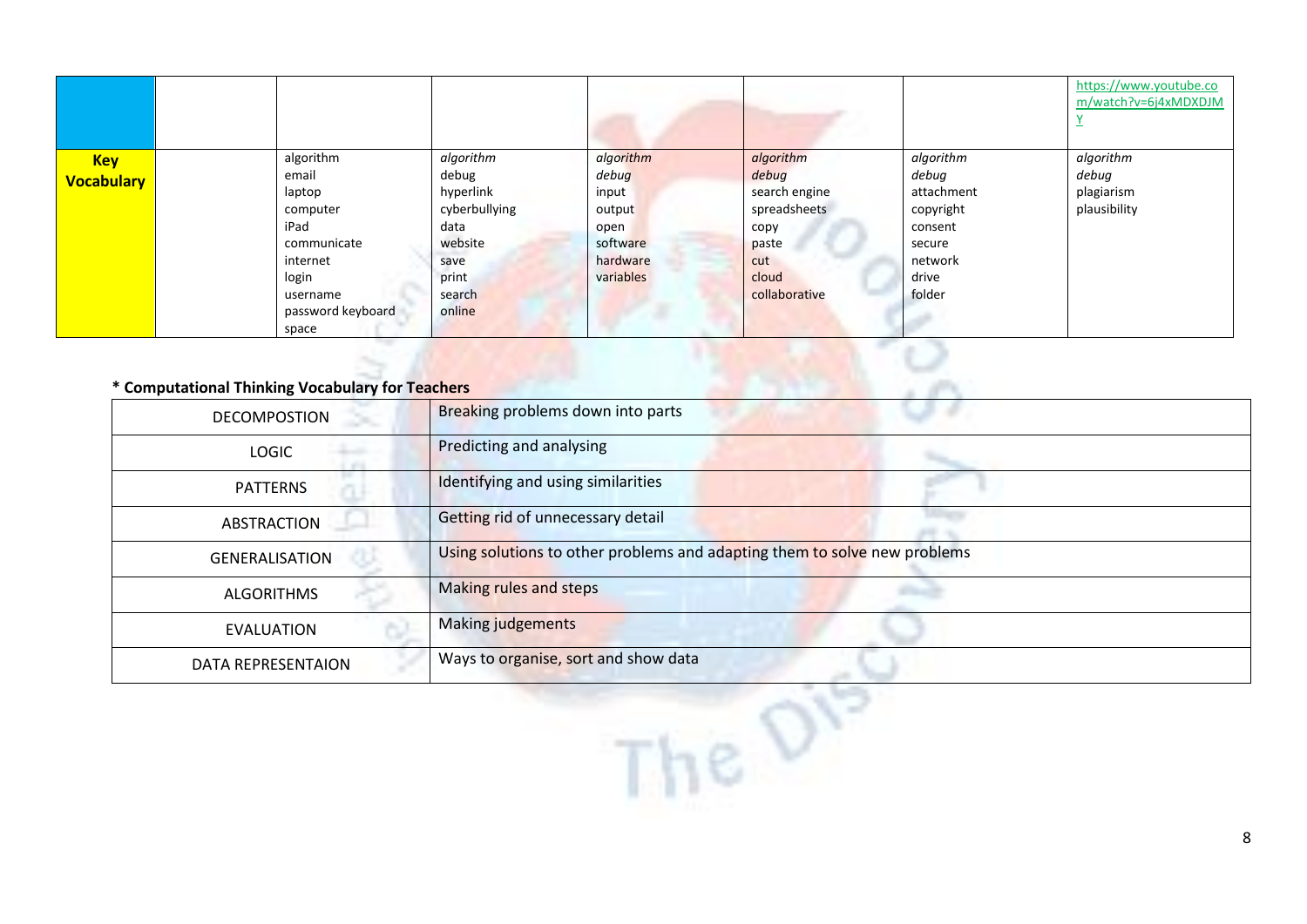| | | | | | | | |
|---|---|---|---|---|---|---|---|
| | | | | | | | https://www.youtube.com/watch?v=6j4xMDXDJMY |
| **Key Vocabulary** | | algorithm<br>email<br>laptop<br>computer<br>iPad<br>communicate<br>internet<br>login<br>username<br>password keyboard<br>space | *algorithm*<br>debug<br>hyperlink<br>cyberbullying<br>data<br>website<br>save<br>print<br>search<br>online | *algorithm*<br>*debug*<br>input<br>output<br>open<br>software<br>hardware<br>variables | *algorithm*<br>*debug*<br>search engine<br>spreadsheets<br>copy<br>paste<br>cut<br>cloud<br>collaborative | *algorithm*<br>*debug*<br>attachment<br>copyright<br>consent<br>secure<br>network<br>drive<br>folder | *algorithm*<br>*debug*<br>plagiarism<br>plausibility |

**\* Computational Thinking Vocabulary for Teachers**

| | |
|---|---|
| DECOMPOSTION | Breaking problems down into parts |
| LOGIC | Predicting and analysing |
| PATTERNS | Identifying and using similarities |
| ABSTRACTION | Getting rid of unnecessary detail |
| GENERALISATION | Using solutions to other problems and adapting them to solve new problems |
| ALGORITHMS | Making rules and steps |
| EVALUATION | Making judgements |
| DATA REPRESENTAION | Ways to organise, sort and show data |